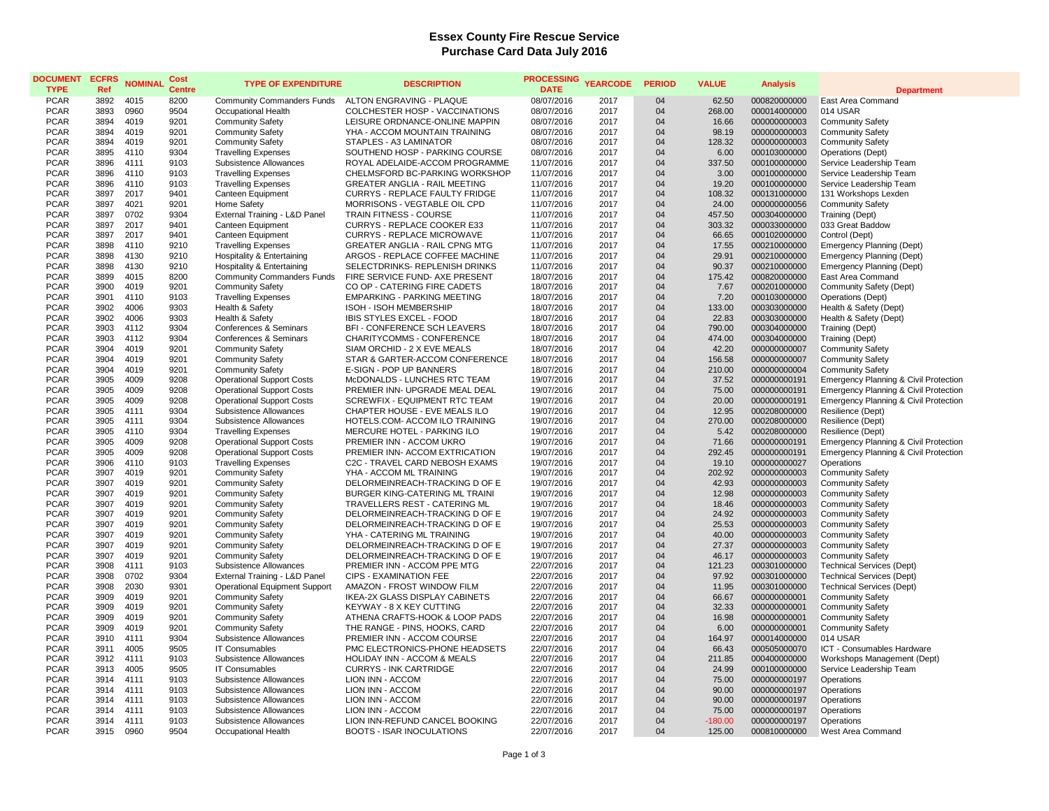# Essex County Fire Rescue Service
## Purchase Card Data July 2016

| DOCUMENT TYPE | ECFRS Ref | NOMINAL | Cost Centre | TYPE OF EXPENDITURE | DESCRIPTION | PROCESSING DATE | YEARCODE | PERIOD | VALUE | Analysis | Department |
|---|---|---|---|---|---|---|---|---|---|---|---|
| PCAR | 3892 | 4015 | 8200 | Community Commanders Funds | ALTON ENGRAVING - PLAQUE | 08/07/2016 | 2017 | 04 | 62.50 | 000820000000 | East Area Command |
| PCAR | 3893 | 0960 | 9504 | Occupational Health | COLCHESTER HOSP - VACCINATIONS | 08/07/2016 | 2017 | 04 | 268.00 | 000014000000 | 014 USAR |
| PCAR | 3894 | 4019 | 9201 | Community Safety | LEISURE ORDNANCE-ONLINE MAPPIN | 08/07/2016 | 2017 | 04 | 16.66 | 000000000003 | Community Safety |
| PCAR | 3894 | 4019 | 9201 | Community Safety | YHA - ACCOM MOUNTAIN TRAINING | 08/07/2016 | 2017 | 04 | 98.19 | 000000000003 | Community Safety |
| PCAR | 3894 | 4019 | 9201 | Community Safety | STAPLES - A3 LAMINATOR | 08/07/2016 | 2017 | 04 | 128.32 | 000000000003 | Community Safety |
| PCAR | 3895 | 4110 | 9304 | Travelling Expenses | SOUTHEND HOSP - PARKING COURSE | 08/07/2016 | 2017 | 04 | 6.00 | 000103000000 | Operations (Dept) |
| PCAR | 3896 | 4111 | 9103 | Subsistence Allowances | ROYAL ADELAIDE-ACCOM PROGRAMME | 11/07/2016 | 2017 | 04 | 337.50 | 000100000000 | Service Leadership Team |
| PCAR | 3896 | 4110 | 9103 | Travelling Expenses | CHELMSFORD BC-PARKING WORKSHOP | 11/07/2016 | 2017 | 04 | 3.00 | 000100000000 | Service Leadership Team |
| PCAR | 3896 | 4110 | 9103 | Travelling Expenses | GREATER ANGLIA - RAIL MEETING | 11/07/2016 | 2017 | 04 | 19.20 | 000100000000 | Service Leadership Team |
| PCAR | 3897 | 2017 | 9401 | Canteen Equipment | CURRYS - REPLACE FAULTY FRIDGE | 11/07/2016 | 2017 | 04 | 108.32 | 000131000000 | 131 Workshops Lexden |
| PCAR | 3897 | 4021 | 9201 | Home Safety | MORRISONS - VEGTABLE OIL CPD | 11/07/2016 | 2017 | 04 | 24.00 | 000000000056 | Community Safety |
| PCAR | 3897 | 0702 | 9304 | External Training - L&D Panel | TRAIN FITNESS - COURSE | 11/07/2016 | 2017 | 04 | 457.50 | 000304000000 | Training (Dept) |
| PCAR | 3897 | 2017 | 9401 | Canteen Equipment | CURRYS - REPLACE COOKER E33 | 11/07/2016 | 2017 | 04 | 303.32 | 000033000000 | 033 Great Baddow |
| PCAR | 3897 | 2017 | 9401 | Canteen Equipment | CURRYS - REPLACE MICROWAVE | 11/07/2016 | 2017 | 04 | 66.65 | 000102000000 | Control (Dept) |
| PCAR | 3898 | 4110 | 9210 | Travelling Expenses | GREATER ANGLIA - RAIL CPNG MTG | 11/07/2016 | 2017 | 04 | 17.55 | 000210000000 | Emergency Planning (Dept) |
| PCAR | 3898 | 4130 | 9210 | Hospitality & Entertaining | ARGOS - REPLACE COFFEE MACHINE | 11/07/2016 | 2017 | 04 | 29.91 | 000210000000 | Emergency Planning (Dept) |
| PCAR | 3898 | 4130 | 9210 | Hospitality & Entertaining | SELECTDRINKS- REPLENISH DRINKS | 11/07/2016 | 2017 | 04 | 90.37 | 000210000000 | Emergency Planning (Dept) |
| PCAR | 3899 | 4015 | 8200 | Community Commanders Funds | FIRE SERVICE FUND- AXE PRESENT | 18/07/2016 | 2017 | 04 | 175.42 | 000820000000 | East Area Command |
| PCAR | 3900 | 4019 | 9201 | Community Safety | CO OP - CATERING FIRE CADETS | 18/07/2016 | 2017 | 04 | 7.67 | 000201000000 | Community Safety (Dept) |
| PCAR | 3901 | 4110 | 9103 | Travelling Expenses | EMPARKING - PARKING MEETING | 18/07/2016 | 2017 | 04 | 7.20 | 000103000000 | Operations (Dept) |
| PCAR | 3902 | 4006 | 9303 | Health & Safety | ISOH - ISOH MEMBERSHIP | 18/07/2016 | 2017 | 04 | 133.00 | 000303000000 | Health & Safety (Dept) |
| PCAR | 3902 | 4006 | 9303 | Health & Safety | IBIS STYLES EXCEL - FOOD | 18/07/2016 | 2017 | 04 | 22.83 | 000303000000 | Health & Safety (Dept) |
| PCAR | 3903 | 4112 | 9304 | Conferences & Seminars | BFI - CONFERENCE SCH LEAVERS | 18/07/2016 | 2017 | 04 | 790.00 | 000304000000 | Training (Dept) |
| PCAR | 3903 | 4112 | 9304 | Conferences & Seminars | CHARITYCOMMS - CONFERENCE | 18/07/2016 | 2017 | 04 | 474.00 | 000304000000 | Training (Dept) |
| PCAR | 3904 | 4019 | 9201 | Community Safety | SIAM ORCHID - 2 X EVE MEALS | 18/07/2016 | 2017 | 04 | 42.20 | 000000000007 | Community Safety |
| PCAR | 3904 | 4019 | 9201 | Community Safety | STAR & GARTER-ACCOM CONFERENCE | 18/07/2016 | 2017 | 04 | 156.58 | 000000000007 | Community Safety |
| PCAR | 3904 | 4019 | 9201 | Community Safety | E-SIGN - POP UP BANNERS | 18/07/2016 | 2017 | 04 | 210.00 | 000000000004 | Community Safety |
| PCAR | 3905 | 4009 | 9208 | Operational Support Costs | McDONALDS - LUNCHES RTC TEAM | 19/07/2016 | 2017 | 04 | 37.52 | 000000000191 | Emergency Planning & Civil Protection |
| PCAR | 3905 | 4009 | 9208 | Operational Support Costs | PREMIER INN- UPGRADE MEAL DEAL | 19/07/2016 | 2017 | 04 | 75.00 | 000000000191 | Emergency Planning & Civil Protection |
| PCAR | 3905 | 4009 | 9208 | Operational Support Costs | SCREWFIX - EQUIPMENT RTC TEAM | 19/07/2016 | 2017 | 04 | 20.00 | 000000000191 | Emergency Planning & Civil Protection |
| PCAR | 3905 | 4111 | 9304 | Subsistence Allowances | CHAPTER HOUSE - EVE MEALS ILO | 19/07/2016 | 2017 | 04 | 12.95 | 000208000000 | Resilience (Dept) |
| PCAR | 3905 | 4111 | 9304 | Subsistence Allowances | HOTELS.COM- ACCOM ILO TRAINING | 19/07/2016 | 2017 | 04 | 270.00 | 000208000000 | Resilience (Dept) |
| PCAR | 3905 | 4110 | 9304 | Travelling Expenses | MERCURE HOTEL - PARKING ILO | 19/07/2016 | 2017 | 04 | 5.42 | 000208000000 | Resilience (Dept) |
| PCAR | 3905 | 4009 | 9208 | Operational Support Costs | PREMIER INN - ACCOM UKRO | 19/07/2016 | 2017 | 04 | 71.66 | 000000000191 | Emergency Planning & Civil Protection |
| PCAR | 3905 | 4009 | 9208 | Operational Support Costs | PREMIER INN- ACCOM EXTRICATION | 19/07/2016 | 2017 | 04 | 292.45 | 000000000191 | Emergency Planning & Civil Protection |
| PCAR | 3906 | 4110 | 9103 | Travelling Expenses | C2C - TRAVEL CARD NEBOSH EXAMS | 19/07/2016 | 2017 | 04 | 19.10 | 000000000027 | Operations |
| PCAR | 3907 | 4019 | 9201 | Community Safety | YHA - ACCOM ML TRAINING | 19/07/2016 | 2017 | 04 | 202.92 | 000000000003 | Community Safety |
| PCAR | 3907 | 4019 | 9201 | Community Safety | DELORMEINREACH-TRACKING D OF E | 19/07/2016 | 2017 | 04 | 42.93 | 000000000003 | Community Safety |
| PCAR | 3907 | 4019 | 9201 | Community Safety | BURGER KING-CATERING ML TRAINI | 19/07/2016 | 2017 | 04 | 12.98 | 000000000003 | Community Safety |
| PCAR | 3907 | 4019 | 9201 | Community Safety | TRAVELLERS REST - CATERING ML | 19/07/2016 | 2017 | 04 | 18.46 | 000000000003 | Community Safety |
| PCAR | 3907 | 4019 | 9201 | Community Safety | DELORMEINREACH-TRACKING D OF E | 19/07/2016 | 2017 | 04 | 24.92 | 000000000003 | Community Safety |
| PCAR | 3907 | 4019 | 9201 | Community Safety | DELORMEINREACH-TRACKING D OF E | 19/07/2016 | 2017 | 04 | 25.53 | 000000000003 | Community Safety |
| PCAR | 3907 | 4019 | 9201 | Community Safety | YHA - CATERING ML TRAINING | 19/07/2016 | 2017 | 04 | 40.00 | 000000000003 | Community Safety |
| PCAR | 3907 | 4019 | 9201 | Community Safety | DELORMEINREACH-TRACKING D OF E | 19/07/2016 | 2017 | 04 | 27.37 | 000000000003 | Community Safety |
| PCAR | 3907 | 4019 | 9201 | Community Safety | DELORMEINREACH-TRACKING D OF E | 19/07/2016 | 2017 | 04 | 46.17 | 000000000003 | Community Safety |
| PCAR | 3908 | 4111 | 9103 | Subsistence Allowances | PREMIER INN - ACCOM PPE MTG | 22/07/2016 | 2017 | 04 | 121.23 | 000301000000 | Technical Services (Dept) |
| PCAR | 3908 | 0702 | 9304 | External Training - L&D Panel | CIPS - EXAMINATION FEE | 22/07/2016 | 2017 | 04 | 97.92 | 000301000000 | Technical Services (Dept) |
| PCAR | 3908 | 2030 | 9301 | Operational Equipment Support | AMAZON - FROST WINDOW FILM | 22/07/2016 | 2017 | 04 | 11.95 | 000301000000 | Technical Services (Dept) |
| PCAR | 3909 | 4019 | 9201 | Community Safety | IKEA-2X GLASS DISPLAY CABINETS | 22/07/2016 | 2017 | 04 | 66.67 | 000000000001 | Community Safety |
| PCAR | 3909 | 4019 | 9201 | Community Safety | KEYWAY - 8 X KEY CUTTING | 22/07/2016 | 2017 | 04 | 32.33 | 000000000001 | Community Safety |
| PCAR | 3909 | 4019 | 9201 | Community Safety | ATHENA CRAFTS-HOOK & LOOP PADS | 22/07/2016 | 2017 | 04 | 16.98 | 000000000001 | Community Safety |
| PCAR | 3909 | 4019 | 9201 | Community Safety | THE RANGE - PINS, HOOKS, CARD | 22/07/2016 | 2017 | 04 | 6.00 | 000000000001 | Community Safety |
| PCAR | 3910 | 4111 | 9304 | Subsistence Allowances | PREMIER INN - ACCOM COURSE | 22/07/2016 | 2017 | 04 | 164.97 | 000014000000 | 014 USAR |
| PCAR | 3911 | 4005 | 9505 | IT Consumables | PMC ELECTRONICS-PHONE HEADSETS | 22/07/2016 | 2017 | 04 | 66.43 | 000505000070 | ICT - Consumables Hardware |
| PCAR | 3912 | 4111 | 9103 | Subsistence Allowances | HOLIDAY INN - ACCOM & MEALS | 22/07/2016 | 2017 | 04 | 211.85 | 000400000000 | Workshops Management (Dept) |
| PCAR | 3913 | 4005 | 9505 | IT Consumables | CURRYS - INK CARTRIDGE | 22/07/2016 | 2017 | 04 | 24.99 | 000100000000 | Service Leadership Team |
| PCAR | 3914 | 4111 | 9103 | Subsistence Allowances | LION INN - ACCOM | 22/07/2016 | 2017 | 04 | 75.00 | 000000000197 | Operations |
| PCAR | 3914 | 4111 | 9103 | Subsistence Allowances | LION INN - ACCOM | 22/07/2016 | 2017 | 04 | 90.00 | 000000000197 | Operations |
| PCAR | 3914 | 4111 | 9103 | Subsistence Allowances | LION INN - ACCOM | 22/07/2016 | 2017 | 04 | 90.00 | 000000000197 | Operations |
| PCAR | 3914 | 4111 | 9103 | Subsistence Allowances | LION INN - ACCOM | 22/07/2016 | 2017 | 04 | 75.00 | 000000000197 | Operations |
| PCAR | 3914 | 4111 | 9103 | Subsistence Allowances | LION INN-REFUND CANCEL BOOKING | 22/07/2016 | 2017 | 04 | -180.00 | 000000000197 | Operations |
| PCAR | 3915 | 0960 | 9504 | Occupational Health | BOOTS - ISAR INOCULATIONS | 22/07/2016 | 2017 | 04 | 125.00 | 000810000000 | West Area Command |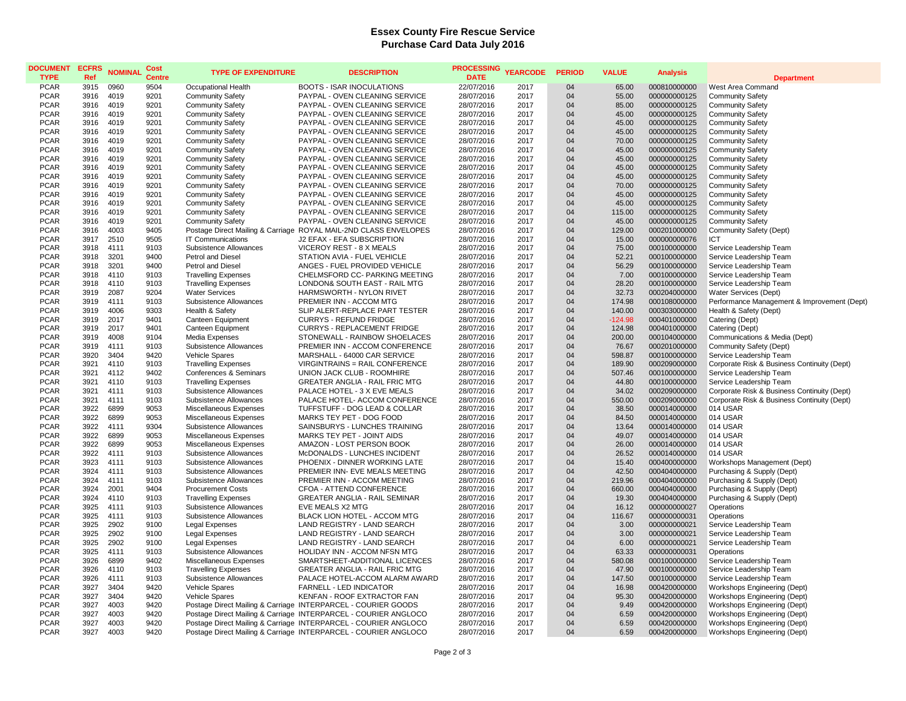# Essex County Fire Rescue Service
## Purchase Card Data July 2016

| DOCUMENT TYPE | ECFRS Ref | NOMINAL | Cost Centre | TYPE OF EXPENDITURE | DESCRIPTION | PROCESSING DATE | YEARCODE | PERIOD | VALUE | Analysis | Department |
|---|---|---|---|---|---|---|---|---|---|---|---|
| PCAR | 3915 | 0960 | 9504 | Occupational Health | BOOTS - ISAR INOCULATIONS | 22/07/2016 | 2017 | 04 | 65.00 | 000810000000 | West Area Command |
| PCAR | 3916 | 4019 | 9201 | Community Safety | PAYPAL - OVEN CLEANING SERVICE | 28/07/2016 | 2017 | 04 | 55.00 | 000000000125 | Community Safety |
| PCAR | 3916 | 4019 | 9201 | Community Safety | PAYPAL - OVEN CLEANING SERVICE | 28/07/2016 | 2017 | 04 | 85.00 | 000000000125 | Community Safety |
| PCAR | 3916 | 4019 | 9201 | Community Safety | PAYPAL - OVEN CLEANING SERVICE | 28/07/2016 | 2017 | 04 | 45.00 | 000000000125 | Community Safety |
| PCAR | 3916 | 4019 | 9201 | Community Safety | PAYPAL - OVEN CLEANING SERVICE | 28/07/2016 | 2017 | 04 | 45.00 | 000000000125 | Community Safety |
| PCAR | 3916 | 4019 | 9201 | Community Safety | PAYPAL - OVEN CLEANING SERVICE | 28/07/2016 | 2017 | 04 | 45.00 | 000000000125 | Community Safety |
| PCAR | 3916 | 4019 | 9201 | Community Safety | PAYPAL - OVEN CLEANING SERVICE | 28/07/2016 | 2017 | 04 | 70.00 | 000000000125 | Community Safety |
| PCAR | 3916 | 4019 | 9201 | Community Safety | PAYPAL - OVEN CLEANING SERVICE | 28/07/2016 | 2017 | 04 | 45.00 | 000000000125 | Community Safety |
| PCAR | 3916 | 4019 | 9201 | Community Safety | PAYPAL - OVEN CLEANING SERVICE | 28/07/2016 | 2017 | 04 | 45.00 | 000000000125 | Community Safety |
| PCAR | 3916 | 4019 | 9201 | Community Safety | PAYPAL - OVEN CLEANING SERVICE | 28/07/2016 | 2017 | 04 | 45.00 | 000000000125 | Community Safety |
| PCAR | 3916 | 4019 | 9201 | Community Safety | PAYPAL - OVEN CLEANING SERVICE | 28/07/2016 | 2017 | 04 | 45.00 | 000000000125 | Community Safety |
| PCAR | 3916 | 4019 | 9201 | Community Safety | PAYPAL - OVEN CLEANING SERVICE | 28/07/2016 | 2017 | 04 | 70.00 | 000000000125 | Community Safety |
| PCAR | 3916 | 4019 | 9201 | Community Safety | PAYPAL - OVEN CLEANING SERVICE | 28/07/2016 | 2017 | 04 | 45.00 | 000000000125 | Community Safety |
| PCAR | 3916 | 4019 | 9201 | Community Safety | PAYPAL - OVEN CLEANING SERVICE | 28/07/2016 | 2017 | 04 | 45.00 | 000000000125 | Community Safety |
| PCAR | 3916 | 4019 | 9201 | Community Safety | PAYPAL - OVEN CLEANING SERVICE | 28/07/2016 | 2017 | 04 | 115.00 | 000000000125 | Community Safety |
| PCAR | 3916 | 4019 | 9201 | Community Safety | PAYPAL - OVEN CLEANING SERVICE | 28/07/2016 | 2017 | 04 | 45.00 | 000000000125 | Community Safety |
| PCAR | 3916 | 4003 | 9405 | Postage Direct Mailing & Carriage | ROYAL MAIL-2ND CLASS ENVELOPES | 28/07/2016 | 2017 | 04 | 129.00 | 000201000000 | Community Safety (Dept) |
| PCAR | 3917 | 2510 | 9505 | IT Communications | J2 EFAX - EFA SUBSCRIPTION | 28/07/2016 | 2017 | 04 | 15.00 | 000000000076 | ICT |
| PCAR | 3918 | 4111 | 9103 | Subsistence Allowances | VICEROY REST - 8 X MEALS | 28/07/2016 | 2017 | 04 | 75.00 | 000100000000 | Service Leadership Team |
| PCAR | 3918 | 3201 | 9400 | Petrol and Diesel | STATION AVIA - FUEL VEHICLE | 28/07/2016 | 2017 | 04 | 52.21 | 000100000000 | Service Leadership Team |
| PCAR | 3918 | 3201 | 9400 | Petrol and Diesel | ANGES - FUEL PROVIDED VEHICLE | 28/07/2016 | 2017 | 04 | 56.29 | 000100000000 | Service Leadership Team |
| PCAR | 3918 | 4110 | 9103 | Travelling Expenses | CHELMSFORD CC- PARKING MEETING | 28/07/2016 | 2017 | 04 | 7.00 | 000100000000 | Service Leadership Team |
| PCAR | 3918 | 4110 | 9103 | Travelling Expenses | LONDON& SOUTH EAST - RAIL MTG | 28/07/2016 | 2017 | 04 | 28.20 | 000100000000 | Service Leadership Team |
| PCAR | 3919 | 2087 | 9204 | Water Services | HARMSWORTH - NYLON RIVET | 28/07/2016 | 2017 | 04 | 32.73 | 000204000000 | Water Services (Dept) |
| PCAR | 3919 | 4111 | 9103 | Subsistence Allowances | PREMIER INN - ACCOM MTG | 28/07/2016 | 2017 | 04 | 174.98 | 000108000000 | Performance Management & Improvement (Dept) |
| PCAR | 3919 | 4006 | 9303 | Health & Safety | SLIP ALERT-REPLACE PART TESTER | 28/07/2016 | 2017 | 04 | 140.00 | 000303000000 | Health & Safety (Dept) |
| PCAR | 3919 | 2017 | 9401 | Canteen Equipment | CURRYS - REFUND FRIDGE | 28/07/2016 | 2017 | 04 | -124.98 | 000401000000 | Catering (Dept) |
| PCAR | 3919 | 2017 | 9401 | Canteen Equipment | CURRYS - REPLACEMENT FRIDGE | 28/07/2016 | 2017 | 04 | 124.98 | 000401000000 | Catering (Dept) |
| PCAR | 3919 | 4008 | 9104 | Media Expenses | STONEWALL - RAINBOW SHOELACES | 28/07/2016 | 2017 | 04 | 200.00 | 000104000000 | Communications & Media (Dept) |
| PCAR | 3919 | 4111 | 9103 | Subsistence Allowances | PREMIER INN - ACCOM CONFERENCE | 28/07/2016 | 2017 | 04 | 76.67 | 000201000000 | Community Safety (Dept) |
| PCAR | 3920 | 3404 | 9420 | Vehicle Spares | MARSHALL - 64000 CAR SERVICE | 28/07/2016 | 2017 | 04 | 598.87 | 000100000000 | Service Leadership Team |
| PCAR | 3921 | 4110 | 9103 | Travelling Expenses | VIRGINTRAINS = RAIL CONFERENCE | 28/07/2016 | 2017 | 04 | 189.90 | 000209000000 | Corporate Risk & Business Continuity (Dept) |
| PCAR | 3921 | 4112 | 9402 | Conferences & Seminars | UNION JACK CLUB - ROOMHIRE | 28/07/2016 | 2017 | 04 | 507.46 | 000100000000 | Service Leadership Team |
| PCAR | 3921 | 4110 | 9103 | Travelling Expenses | GREATER ANGLIA - RAIL FRIC MTG | 28/07/2016 | 2017 | 04 | 44.80 | 000100000000 | Service Leadership Team |
| PCAR | 3921 | 4111 | 9103 | Subsistence Allowances | PALACE HOTEL - 3 X EVE MEALS | 28/07/2016 | 2017 | 04 | 34.02 | 000209000000 | Corporate Risk & Business Continuity (Dept) |
| PCAR | 3921 | 4111 | 9103 | Subsistence Allowances | PALACE HOTEL- ACCOM CONFERENCE | 28/07/2016 | 2017 | 04 | 550.00 | 000209000000 | Corporate Risk & Business Continuity (Dept) |
| PCAR | 3922 | 6899 | 9053 | Miscellaneous Expenses | TUFFSTUFF - DOG LEAD & COLLAR | 28/07/2016 | 2017 | 04 | 38.50 | 000014000000 | 014 USAR |
| PCAR | 3922 | 6899 | 9053 | Miscellaneous Expenses | MARKS TEY PET - DOG FOOD | 28/07/2016 | 2017 | 04 | 84.50 | 000014000000 | 014 USAR |
| PCAR | 3922 | 4111 | 9304 | Subsistence Allowances | SAINSBURYS - LUNCHES TRAINING | 28/07/2016 | 2017 | 04 | 13.64 | 000014000000 | 014 USAR |
| PCAR | 3922 | 6899 | 9053 | Miscellaneous Expenses | MARKS TEY PET - JOINT AIDS | 28/07/2016 | 2017 | 04 | 49.07 | 000014000000 | 014 USAR |
| PCAR | 3922 | 6899 | 9053 | Miscellaneous Expenses | AMAZON - LOST PERSON BOOK | 28/07/2016 | 2017 | 04 | 26.00 | 000014000000 | 014 USAR |
| PCAR | 3922 | 4111 | 9103 | Subsistence Allowances | McDONALDS - LUNCHES INCIDENT | 28/07/2016 | 2017 | 04 | 26.52 | 000014000000 | 014 USAR |
| PCAR | 3923 | 4111 | 9103 | Subsistence Allowances | PHOENIX - DINNER WORKING LATE | 28/07/2016 | 2017 | 04 | 15.40 | 000400000000 | Workshops Management (Dept) |
| PCAR | 3924 | 4111 | 9103 | Subsistence Allowances | PREMIER INN- EVE MEALS MEETING | 28/07/2016 | 2017 | 04 | 42.50 | 000404000000 | Purchasing & Supply (Dept) |
| PCAR | 3924 | 4111 | 9103 | Subsistence Allowances | PREMIER INN - ACCOM MEETING | 28/07/2016 | 2017 | 04 | 219.96 | 000404000000 | Purchasing & Supply (Dept) |
| PCAR | 3924 | 2001 | 9404 | Procurement Costs | CFOA - ATTEND CONFERENCE | 28/07/2016 | 2017 | 04 | 660.00 | 000404000000 | Purchasing & Supply (Dept) |
| PCAR | 3924 | 4110 | 9103 | Travelling Expenses | GREATER ANGLIA - RAIL SEMINAR | 28/07/2016 | 2017 | 04 | 19.30 | 000404000000 | Purchasing & Supply (Dept) |
| PCAR | 3925 | 4111 | 9103 | Subsistence Allowances | EVE MEALS X2 MTG | 28/07/2016 | 2017 | 04 | 16.12 | 000000000027 | Operations |
| PCAR | 3925 | 4111 | 9103 | Subsistence Allowances | BLACK LION HOTEL - ACCOM MTG | 28/07/2016 | 2017 | 04 | 116.67 | 000000000031 | Operations |
| PCAR | 3925 | 2902 | 9100 | Legal Expenses | LAND REGISTRY - LAND SEARCH | 28/07/2016 | 2017 | 04 | 3.00 | 000000000021 | Service Leadership Team |
| PCAR | 3925 | 2902 | 9100 | Legal Expenses | LAND REGISTRY - LAND SEARCH | 28/07/2016 | 2017 | 04 | 3.00 | 000000000021 | Service Leadership Team |
| PCAR | 3925 | 2902 | 9100 | Legal Expenses | LAND REGISTRY - LAND SEARCH | 28/07/2016 | 2017 | 04 | 6.00 | 000000000021 | Service Leadership Team |
| PCAR | 3925 | 4111 | 9103 | Subsistence Allowances | HOLIDAY INN - ACCOM NFSN MTG | 28/07/2016 | 2017 | 04 | 63.33 | 000000000031 | Operations |
| PCAR | 3926 | 6899 | 9402 | Miscellaneous Expenses | SMARTSHEET-ADDITIONAL LICENCES | 28/07/2016 | 2017 | 04 | 580.08 | 000100000000 | Service Leadership Team |
| PCAR | 3926 | 4110 | 9103 | Travelling Expenses | GREATER ANGLIA - RAIL FRIC MTG | 28/07/2016 | 2017 | 04 | 47.90 | 000100000000 | Service Leadership Team |
| PCAR | 3926 | 4111 | 9103 | Subsistence Allowances | PALACE HOTEL-ACCOM ALARM AWARD | 28/07/2016 | 2017 | 04 | 147.50 | 000100000000 | Service Leadership Team |
| PCAR | 3927 | 3404 | 9420 | Vehicle Spares | FARNELL - LED INDICATOR | 28/07/2016 | 2017 | 04 | 16.98 | 000420000000 | Workshops Engineering (Dept) |
| PCAR | 3927 | 3404 | 9420 | Vehicle Spares | KENFAN - ROOF EXTRACTOR FAN | 28/07/2016 | 2017 | 04 | 95.30 | 000420000000 | Workshops Engineering (Dept) |
| PCAR | 3927 | 4003 | 9420 | Postage Direct Mailing & Carriage | INTERPARCEL - COURIER GOODS | 28/07/2016 | 2017 | 04 | 9.49 | 000420000000 | Workshops Engineering (Dept) |
| PCAR | 3927 | 4003 | 9420 | Postage Direct Mailing & Carriage | INTERPARCEL - COURIER ANGLOCO | 28/07/2016 | 2017 | 04 | 6.59 | 000420000000 | Workshops Engineering (Dept) |
| PCAR | 3927 | 4003 | 9420 | Postage Direct Mailing & Carriage | INTERPARCEL - COURIER ANGLOCO | 28/07/2016 | 2017 | 04 | 6.59 | 000420000000 | Workshops Engineering (Dept) |
| PCAR | 3927 | 4003 | 9420 | Postage Direct Mailing & Carriage | INTERPARCEL - COURIER ANGLOCO | 28/07/2016 | 2017 | 04 | 6.59 | 000420000000 | Workshops Engineering (Dept) |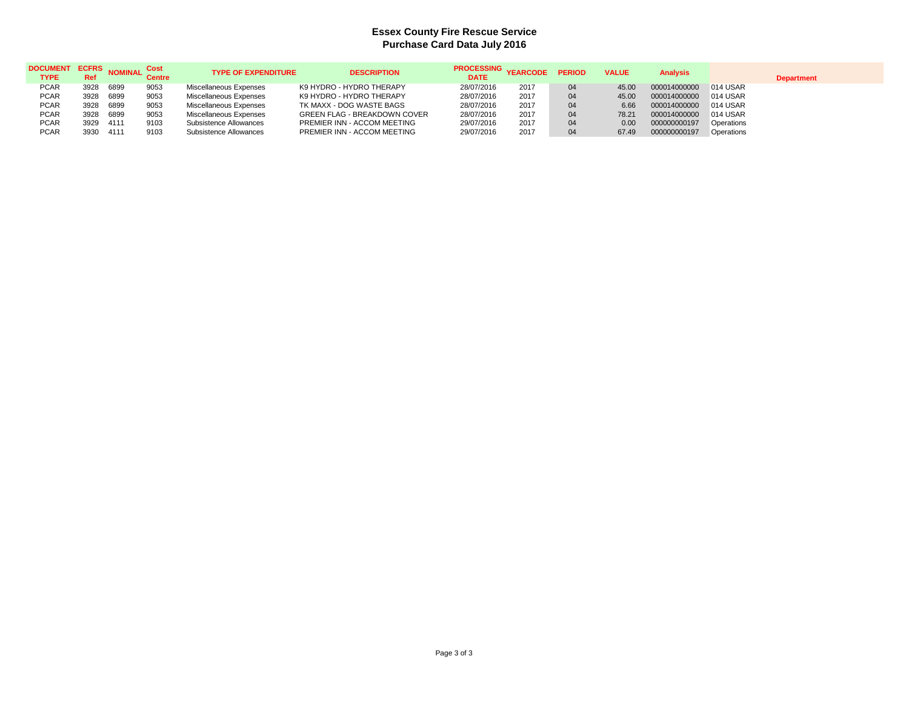# Essex County Fire Rescue Service
## Purchase Card Data July 2016

| DOCUMENT TYPE | ECFRS Ref | NOMINAL | Cost Centre | TYPE OF EXPENDITURE | DESCRIPTION | PROCESSING DATE | YEARCODE | PERIOD | VALUE | Analysis | Department |
|---|---|---|---|---|---|---|---|---|---|---|---|
| PCAR | 3928 | 6899 | 9053 | Miscellaneous Expenses | K9 HYDRO - HYDRO THERAPY | 28/07/2016 | 2017 | 04 | 45.00 | 000014000000 | 014 USAR |
| PCAR | 3928 | 6899 | 9053 | Miscellaneous Expenses | K9 HYDRO - HYDRO THERAPY | 28/07/2016 | 2017 | 04 | 45.00 | 000014000000 | 014 USAR |
| PCAR | 3928 | 6899 | 9053 | Miscellaneous Expenses | TK MAXX - DOG WASTE BAGS | 28/07/2016 | 2017 | 04 | 6.66 | 000014000000 | 014 USAR |
| PCAR | 3928 | 6899 | 9053 | Miscellaneous Expenses | GREEN FLAG - BREAKDOWN COVER | 28/07/2016 | 2017 | 04 | 78.21 | 000014000000 | 014 USAR |
| PCAR | 3929 | 4111 | 9103 | Subsistence Allowances | PREMIER INN - ACCOM MEETING | 29/07/2016 | 2017 | 04 | 0.00 | 000000000197 | Operations |
| PCAR | 3930 | 4111 | 9103 | Subsistence Allowances | PREMIER INN - ACCOM MEETING | 29/07/2016 | 2017 | 04 | 67.49 | 000000000197 | Operations |